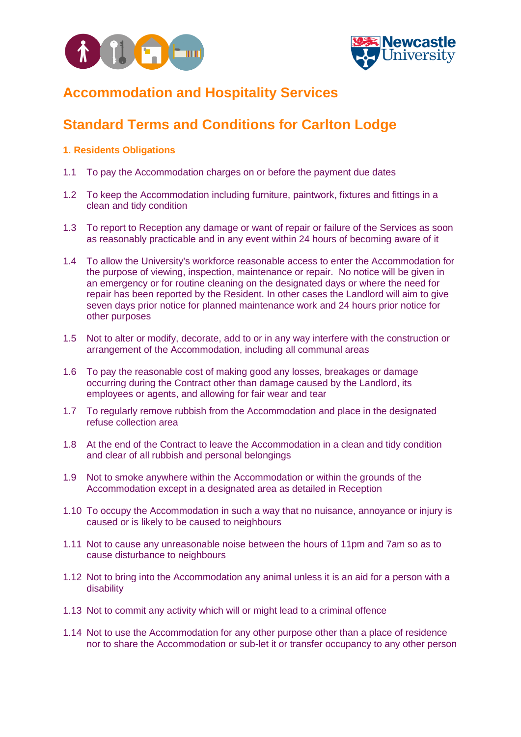# Accommodation and Hospitality Services

## Standard Terms and Conditions for Carlton Lodge

### 1. Residents Obligations

1.1 To pay the Accommodation charges on or before the payment due dates

1.2 To keep the Accommodation including furniture, paintwork, fixtures and fittings in a clean and tidy condition

1.3 To report to Reception any damage or want of repair or failure of the Services as soon as reasonably practicable and in any event within 24 hours of becoming aware of it

1.4 To allow the University's workforce reasonable access to enter the Accommodation for the purpose of viewing, inspection, maintenance or repair. No notice will be given in an emergency or for routine cleaning on the designated days or where the need for repair has been reported by the Resident. In other cases the Landlord will aim to give seven days prior notice for planned maintenance work and 24 hours prior notice for other purposes

1.5 Not to alter or modify, decorate, add to or in any way interfere with the construction or arrangement of the Accommodation, including all communal areas

1.6 To pay the reasonable cost of making good any losses, breakages or damage occurring during the Contract other than damage caused by the Landlord, its employees or agents, and allowing for fair wear and tear

1.7 To regularly remove rubbish from the Accommodation and place in the designated refuse collection area

1.8 At the end of the Contract to leave the Accommodation in a clean and tidy condition and clear of all rubbish and personal belongings

1.9 Not to smoke anywhere within the Accommodation or within the grounds of the Accommodation except in a designated area as detailed in Reception

1.10 To occupy the Accommodation in such a way that no nuisance, annoyance or injury is caused or is likely to be caused to neighbours

1.11 Not to cause any unreasonable noise between the hours of 11pm and 7am so as to cause disturbance to neighbours

1.12 Not to bring into the Accommodation any animal unless it is an aid for a person with a disability

1.13 Not to commit any activity which will or might lead to a criminal offence

1.14 Not to use the Accommodation for any other purpose other than a place of residence nor to share the Accommodation or sub-let it or transfer occupancy to any other person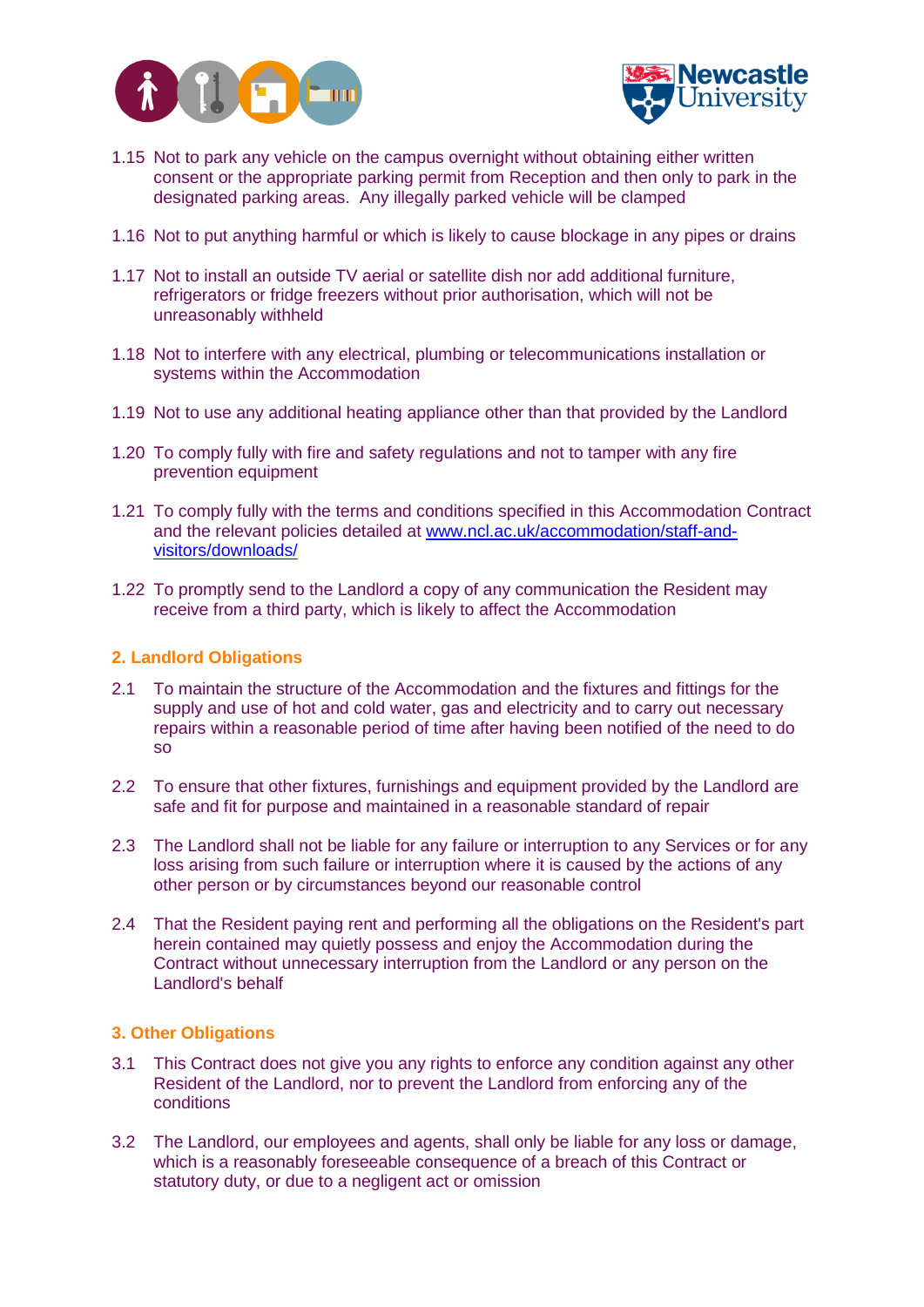1.15 Not to park any vehicle on the campus overnight without obtaining either written consent or the appropriate parking permit from Reception and then only to park in the designated parking areas. Any illegally parked vehicle will be clamped

1.16 Not to put anything harmful or which is likely to cause blockage in any pipes or drains

1.17 Not to install an outside TV aerial or satellite dish nor add additional furniture, refrigerators or fridge freezers without prior authorisation, which will not be unreasonably withheld

1.18 Not to interfere with any electrical, plumbing or telecommunications installation or systems within the Accommodation

1.19 Not to use any additional heating appliance other than that provided by the Landlord

1.20 To comply fully with fire and safety regulations and not to tamper with any fire prevention equipment

1.21 To comply fully with the terms and conditions specified in this Accommodation Contract and the relevant policies detailed at [www.ncl.ac.uk/accommodation/staff-and-visitors/downloads/](www.ncl.ac.uk/accommodation/staff-and-visitors/downloads/)

1.22 To promptly send to the Landlord a copy of any communication the Resident may receive from a third party, which is likely to affect the Accommodation

## 2. Landlord Obligations

2.1 To maintain the structure of the Accommodation and the fixtures and fittings for the supply and use of hot and cold water, gas and electricity and to carry out necessary repairs within a reasonable period of time after having been notified of the need to do so

2.2 To ensure that other fixtures, furnishings and equipment provided by the Landlord are safe and fit for purpose and maintained in a reasonable standard of repair

2.3 The Landlord shall not be liable for any failure or interruption to any Services or for any loss arising from such failure or interruption where it is caused by the actions of any other person or by circumstances beyond our reasonable control

2.4 That the Resident paying rent and performing all the obligations on the Resident's part herein contained may quietly possess and enjoy the Accommodation during the Contract without unnecessary interruption from the Landlord or any person on the Landlord's behalf

## 3. Other Obligations

3.1 This Contract does not give you any rights to enforce any condition against any other Resident of the Landlord, nor to prevent the Landlord from enforcing any of the conditions

3.2 The Landlord, our employees and agents, shall only be liable for any loss or damage, which is a reasonably foreseeable consequence of a breach of this Contract or statutory duty, or due to a negligent act or omission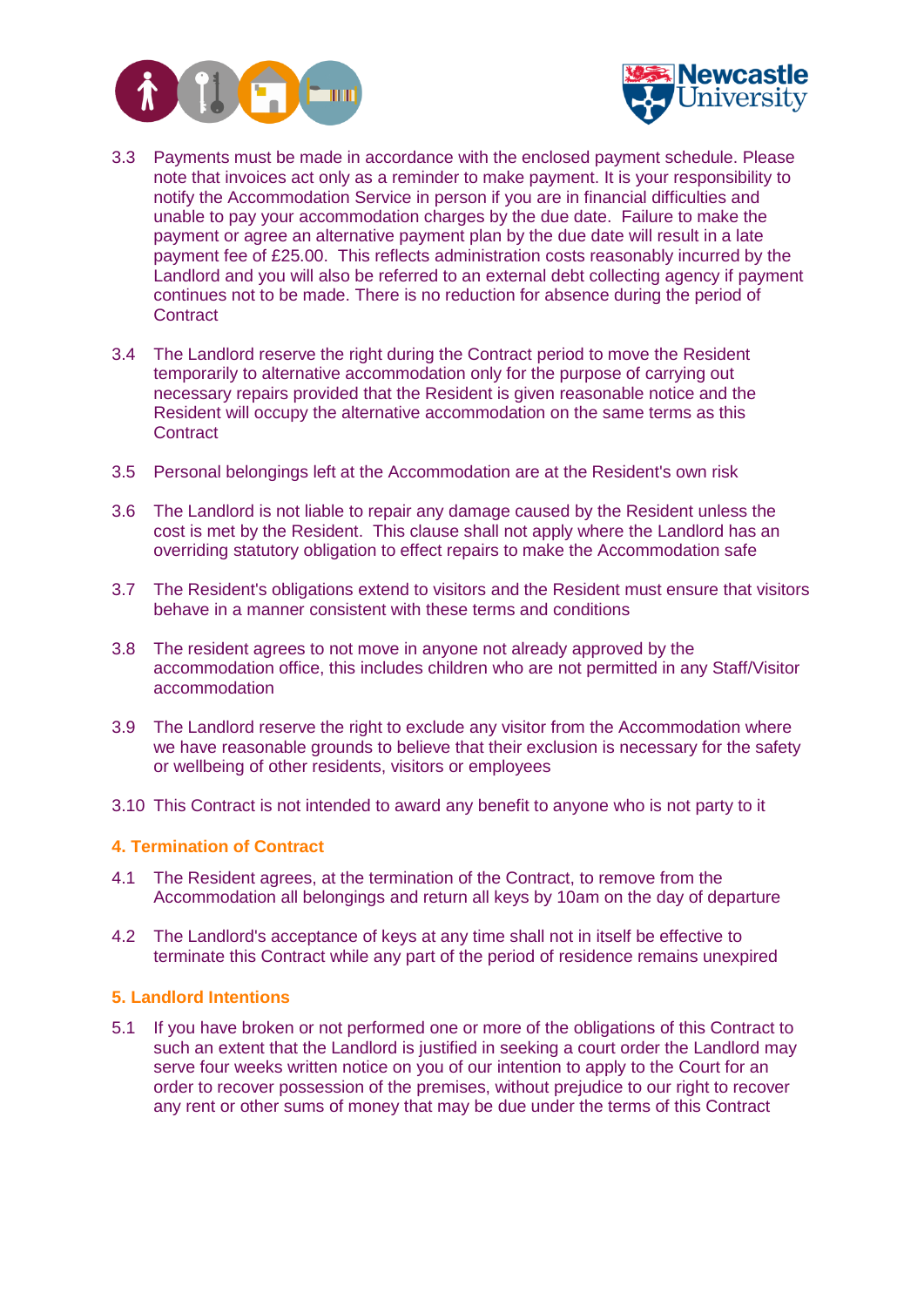3.3 Payments must be made in accordance with the enclosed payment schedule. Please note that invoices act only as a reminder to make payment. It is your responsibility to notify the Accommodation Service in person if you are in financial difficulties and unable to pay your accommodation charges by the due date. Failure to make the payment or agree an alternative payment plan by the due date will result in a late payment fee of £25.00. This reflects administration costs reasonably incurred by the Landlord and you will also be referred to an external debt collecting agency if payment continues not to be made. There is no reduction for absence during the period of Contract

3.4 The Landlord reserve the right during the Contract period to move the Resident temporarily to alternative accommodation only for the purpose of carrying out necessary repairs provided that the Resident is given reasonable notice and the Resident will occupy the alternative accommodation on the same terms as this Contract

3.5 Personal belongings left at the Accommodation are at the Resident's own risk

3.6 The Landlord is not liable to repair any damage caused by the Resident unless the cost is met by the Resident. This clause shall not apply where the Landlord has an overriding statutory obligation to effect repairs to make the Accommodation safe

3.7 The Resident's obligations extend to visitors and the Resident must ensure that visitors behave in a manner consistent with these terms and conditions

3.8 The resident agrees to not move in anyone not already approved by the accommodation office, this includes children who are not permitted in any Staff/Visitor accommodation

3.9 The Landlord reserve the right to exclude any visitor from the Accommodation where we have reasonable grounds to believe that their exclusion is necessary for the safety or wellbeing of other residents, visitors or employees

3.10 This Contract is not intended to award any benefit to anyone who is not party to it

### 4. Termination of Contract

4.1 The Resident agrees, at the termination of the Contract, to remove from the Accommodation all belongings and return all keys by 10am on the day of departure

4.2 The Landlord's acceptance of keys at any time shall not in itself be effective to terminate this Contract while any part of the period of residence remains unexpired

### 5. Landlord Intentions

5.1 If you have broken or not performed one or more of the obligations of this Contract to such an extent that the Landlord is justified in seeking a court order the Landlord may serve four weeks written notice on you of our intention to apply to the Court for an order to recover possession of the premises, without prejudice to our right to recover any rent or other sums of money that may be due under the terms of this Contract